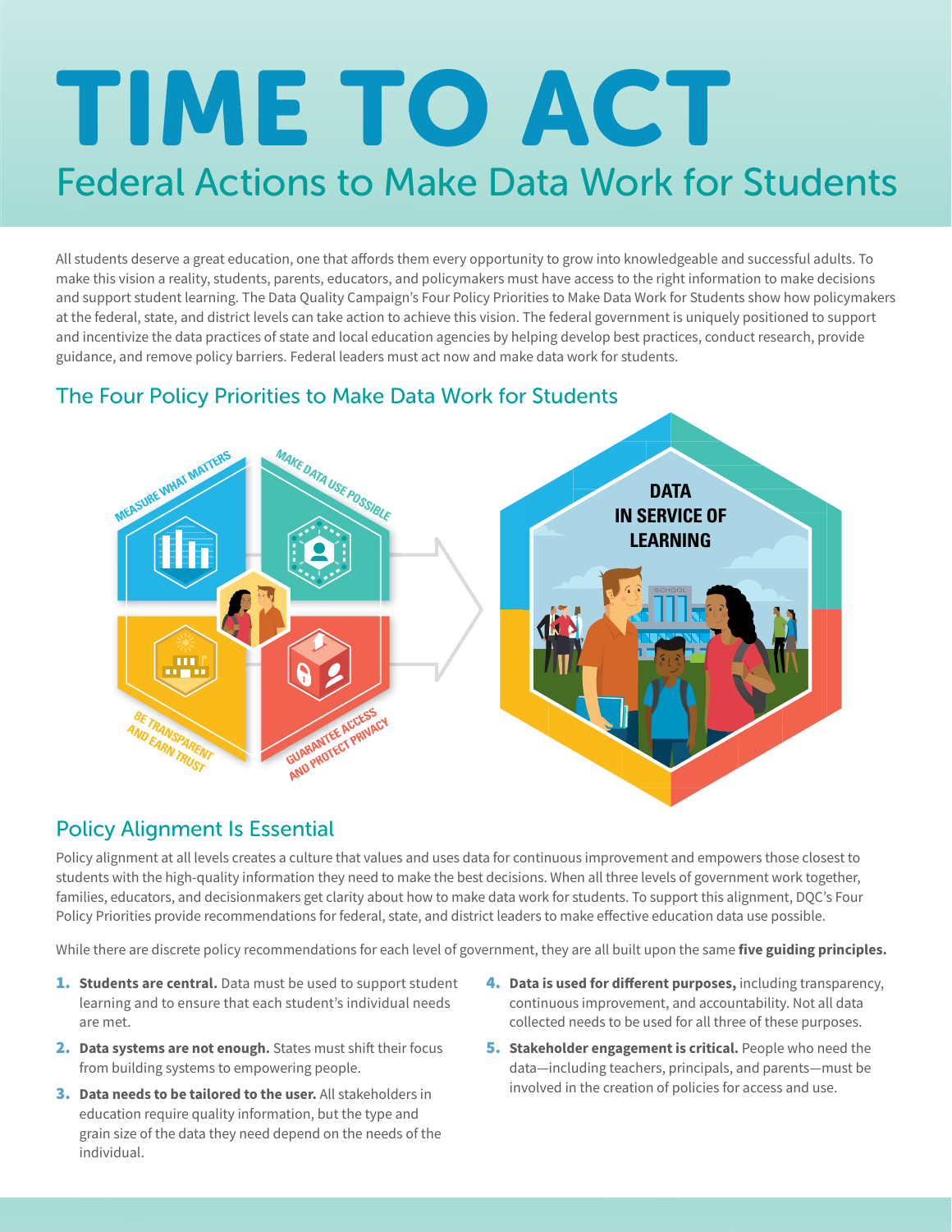# TIME TO ACT

## Federal Actions to Make Data Work for Students

All students deserve a great education, one that affords them every opportunity to grow into knowledgeable and successful adults. To make this vision a reality, students, parents, educators, and policymakers must have access to the right information to make decisions and support student learning. The Data Quality Campaign's Four Policy Priorities to Make Data Work for Students show how policymakers at the federal, state, and district levels can take action to achieve this vision. The federal government is uniquely positioned to support and incentivize the data practices of state and local education agencies by helping develop best practices, conduct research, provide guidance, and remove policy barriers. Federal leaders must act now and make data work for students.

### The Four Policy Priorities to Make Data Work for Students

- MEASURE WHAT MATTERS
- MAKE DATA USE POSSIBLE
- BE TRANSPARENT AND EARN TRUST
- GUARANTEE ACCESS AND PROTECT PRIVACY

DATA IN SERVICE OF LEARNING

### Policy Alignment Is Essential

Policy alignment at all levels creates a culture that values and uses data for continuous improvement and empowers those closest to students with the high-quality information they need to make the best decisions. When all three levels of government work together, families, educators, and decisionmakers get clarity about how to make data work for students. To support this alignment, DQC's Four Policy Priorities provide recommendations for federal, state, and district leaders to make effective education data use possible.

While there are discrete policy recommendations for each level of government, they are all built upon the same **five guiding principles.**

1. **Students are central.** Data must be used to support student learning and to ensure that each student's individual needs are met.
2. **Data systems are not enough.** States must shift their focus from building systems to empowering people.
3. **Data needs to be tailored to the user.** All stakeholders in education require quality information, but the type and grain size of the data they need depend on the needs of the individual.
4. **Data is used for different purposes,** including transparency, continuous improvement, and accountability. Not all data collected needs to be used for all three of these purposes.
5. **Stakeholder engagement is critical.** People who need the data—including teachers, principals, and parents—must be involved in the creation of policies for access and use.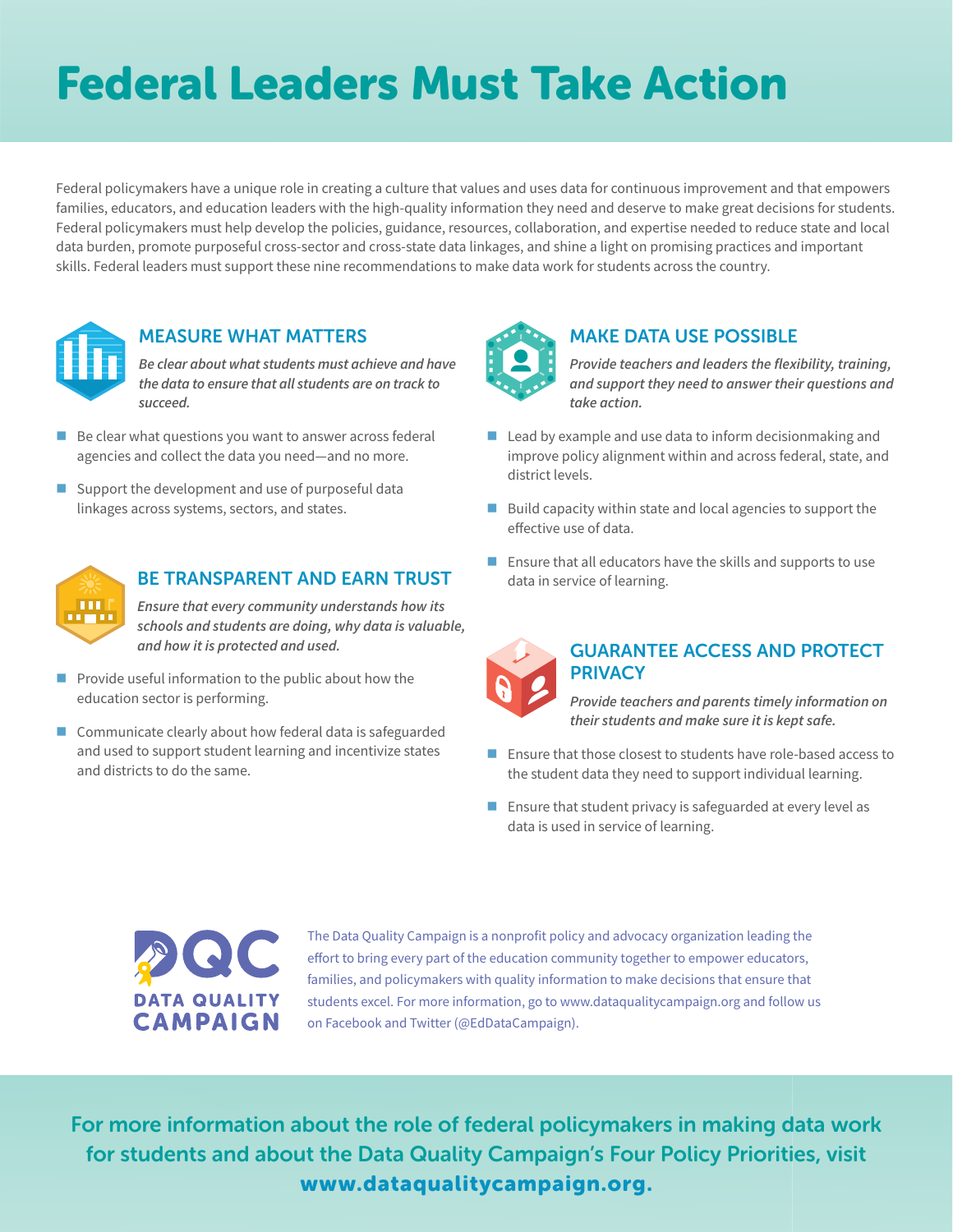# Federal Leaders Must Take Action

Federal policymakers have a unique role in creating a culture that values and uses data for continuous improvement and that empowers families, educators, and education leaders with the high-quality information they need and deserve to make great decisions for students. Federal policymakers must help develop the policies, guidance, resources, collaboration, and expertise needed to reduce state and local data burden, promote purposeful cross-sector and cross-state data linkages, and shine a light on promising practices and important skills. Federal leaders must support these nine recommendations to make data work for students across the country.

## MEASURE WHAT MATTERS

***Be clear about what students must achieve and have the data to ensure that all students are on track to succeed.***

- Be clear what questions you want to answer across federal agencies and collect the data you need—and no more.
- Support the development and use of purposeful data linkages across systems, sectors, and states.

## BE TRANSPARENT AND EARN TRUST

***Ensure that every community understands how its schools and students are doing, why data is valuable, and how it is protected and used.***

- Provide useful information to the public about how the education sector is performing.
- Communicate clearly about how federal data is safeguarded and used to support student learning and incentivize states and districts to do the same.

## MAKE DATA USE POSSIBLE

***Provide teachers and leaders the flexibility, training, and support they need to answer their questions and take action.***

- Lead by example and use data to inform decisionmaking and improve policy alignment within and across federal, state, and district levels.
- Build capacity within state and local agencies to support the effective use of data.
- Ensure that all educators have the skills and supports to use data in service of learning.

## GUARANTEE ACCESS AND PROTECT PRIVACY

***Provide teachers and parents timely information on their students and make sure it is kept safe.***

- Ensure that those closest to students have role-based access to the student data they need to support individual learning.
- Ensure that student privacy is safeguarded at every level as data is used in service of learning.

DQC DATA QUALITY CAMPAIGN

The Data Quality Campaign is a nonprofit policy and advocacy organization leading the effort to bring every part of the education community together to empower educators, families, and policymakers with quality information to make decisions that ensure that students excel. For more information, go to www.dataqualitycampaign.org and follow us on Facebook and Twitter (@EdDataCampaign).

For more information about the role of federal policymakers in making data work for students and about the Data Quality Campaign's Four Policy Priorities, visit **www.dataqualitycampaign.org.**